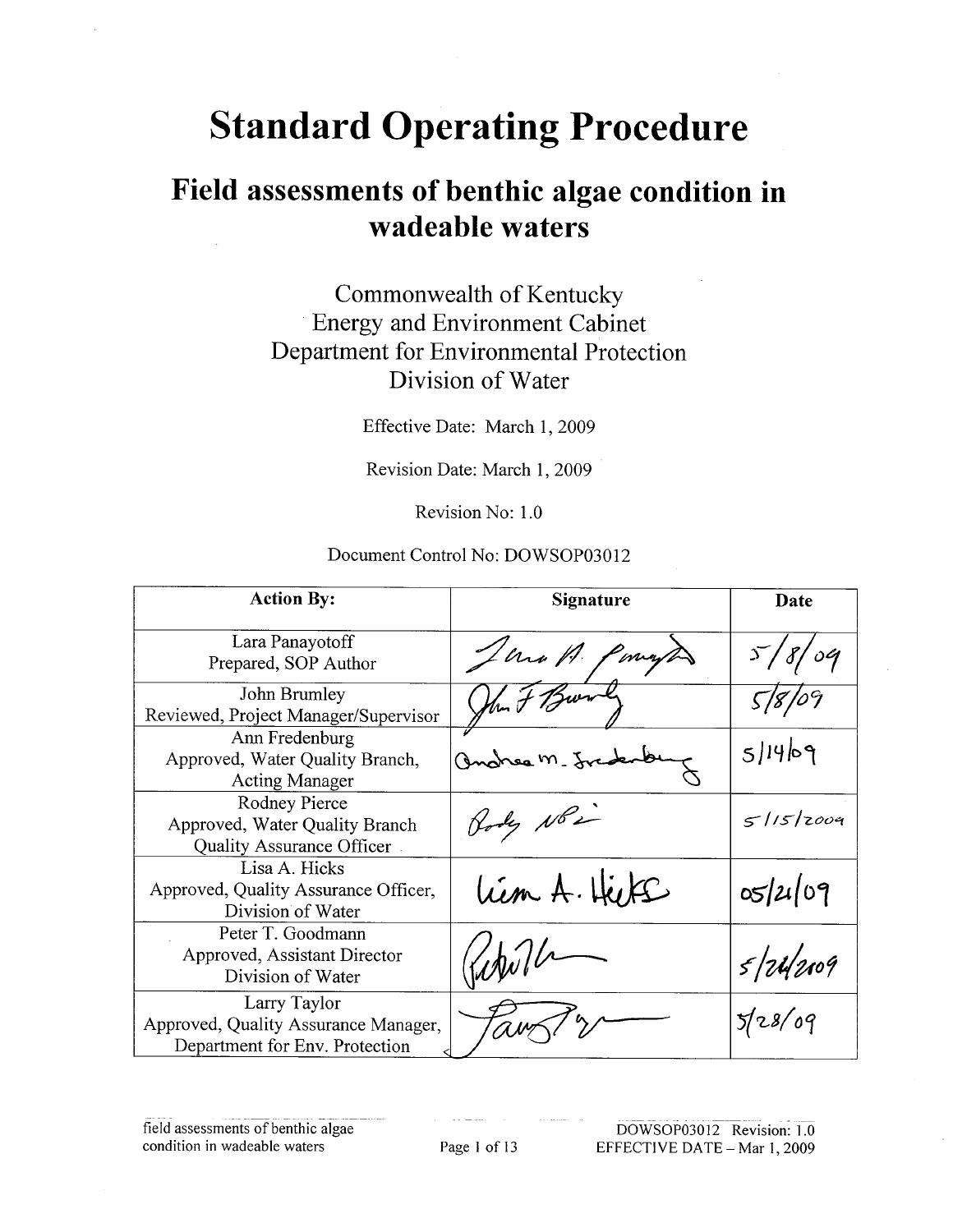# Standard Operating Procedure

## Field assessments of benthic algae condition in wadeable waters

Commonwealth of Kentucky
Energy and Environment Cabinet
Department for Environmental Protection
Division of Water

Effective Date: March 1, 2009

Revision Date: March 1, 2009

Revision No: 1.0

Document Control No: DOWSOP03012

| Action By: | Signature | Date |
|---|---|---|
| Lara Panayotoff<br>Prepared, SOP Author | | 5/8/09 |
| John Brumley<br>Reviewed, Project Manager/Supervisor | | 5/8/09 |
| Ann Fredenburg<br>Approved, Water Quality Branch, Acting Manager | | 5/14/09 |
| Rodney Pierce<br>Approved, Water Quality Branch Quality Assurance Officer | | 5/15/2009 |
| Lisa A. Hicks<br>Approved, Quality Assurance Officer, Division of Water | | 05/21/09 |
| Peter T. Goodmann<br>Approved, Assistant Director Division of Water | | 5/24/2009 |
| Larry Taylor<br>Approved, Quality Assurance Manager, Department for Env. Protection | | 5/28/09 |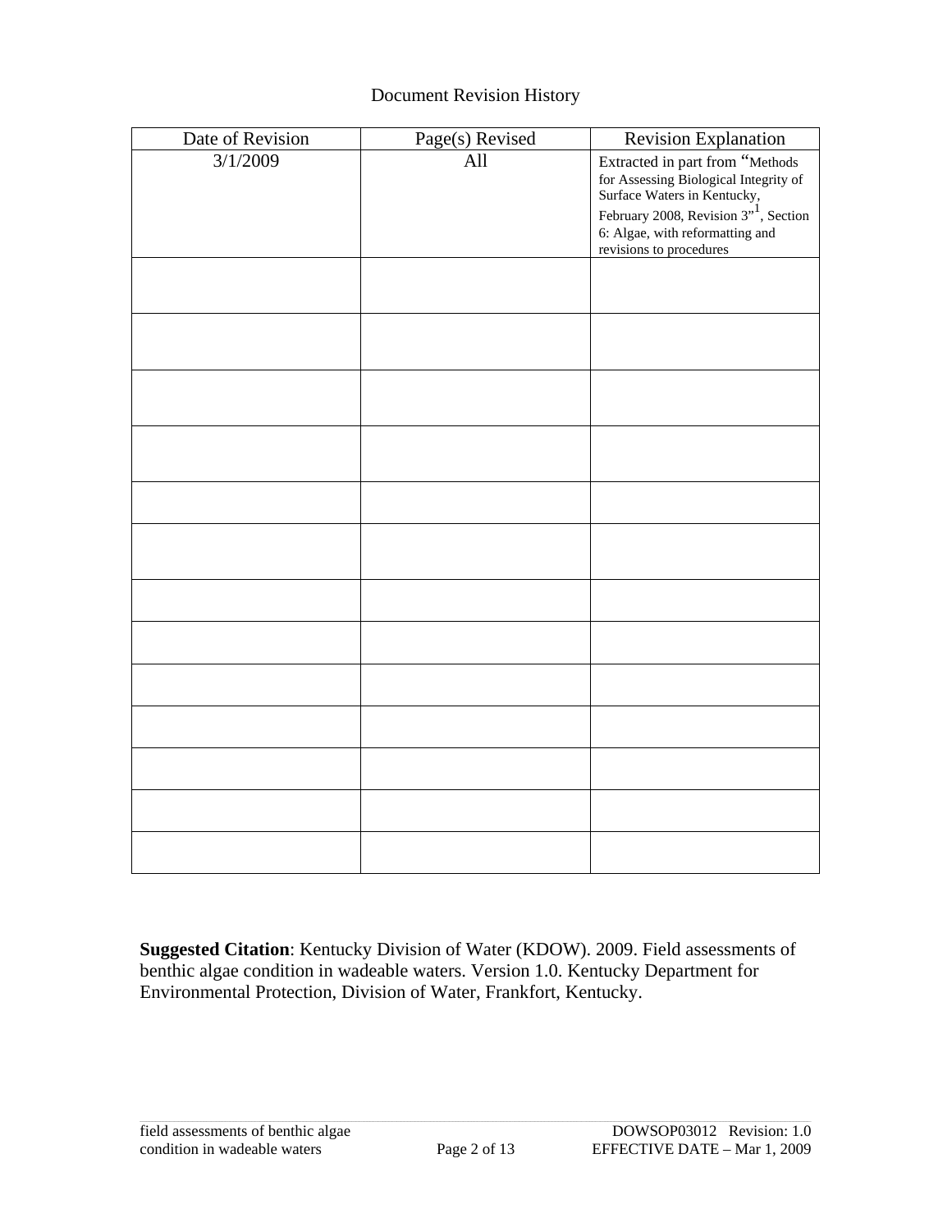Document Revision History

| Date of Revision | Page(s) Revised | Revision Explanation |
|---|---|---|
| 3/1/2009 | All | Extracted in part from "Methods for Assessing Biological Integrity of Surface Waters in Kentucky, February 2008, Revision 3"[1], Section 6: Algae, with reformatting and revisions to procedures |
| | | |
| | | |
| | | |
| | | |
| | | |
| | | |
| | | |
| | | |
| | | |
| | | |
| | | |
| | | |
| | | |

**Suggested Citation**: Kentucky Division of Water (KDOW). 2009. Field assessments of benthic algae condition in wadeable waters. Version 1.0. Kentucky Department for Environmental Protection, Division of Water, Frankfort, Kentucky.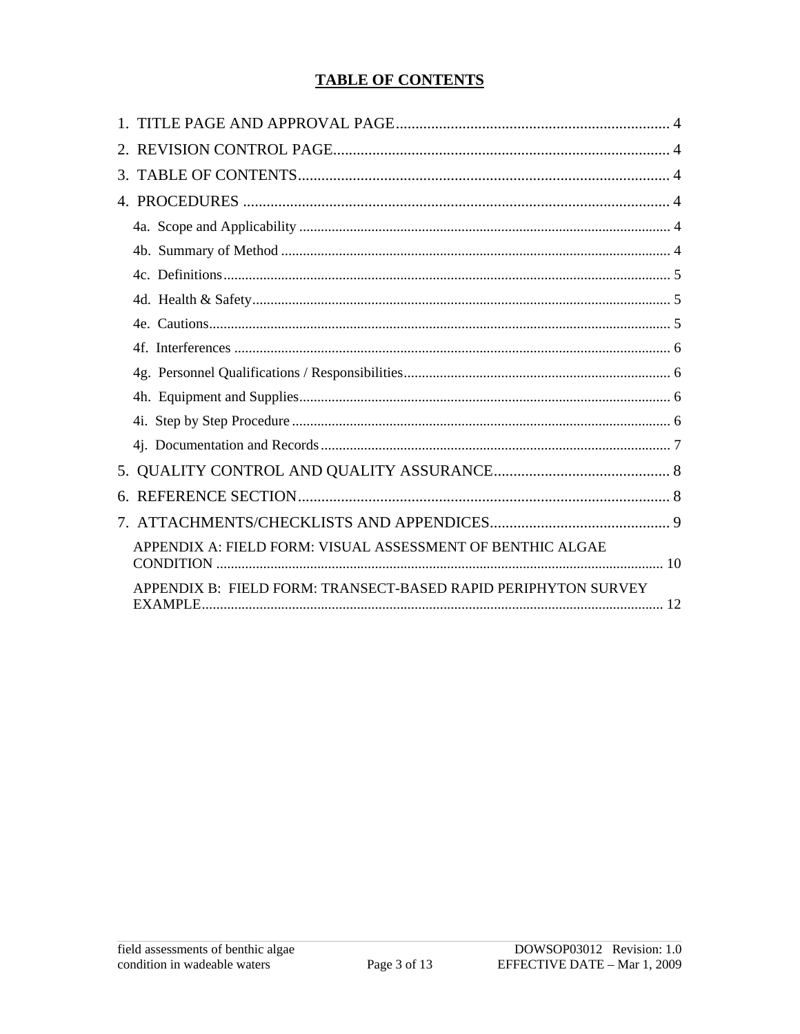## TABLE OF CONTENTS

1. TITLE PAGE AND APPROVAL PAGE ..................................................................... 4
2. REVISION CONTROL PAGE ..................................................................... 4
3. TABLE OF CONTENTS ..................................................................... 4
4. PROCEDURES ..................................................................... 4
   - 4a. Scope and Applicability ..................................................................... 4
   - 4b. Summary of Method ..................................................................... 4
   - 4c. Definitions ..................................................................... 5
   - 4d. Health & Safety ..................................................................... 5
   - 4e. Cautions ..................................................................... 5
   - 4f. Interferences ..................................................................... 6
   - 4g. Personnel Qualifications / Responsibilities ..................................................................... 6
   - 4h. Equipment and Supplies ..................................................................... 6
   - 4i. Step by Step Procedure ..................................................................... 6
   - 4j. Documentation and Records ..................................................................... 7
5. QUALITY CONTROL AND QUALITY ASSURANCE ..................................................................... 8
6. REFERENCE SECTION ..................................................................... 8
7. ATTACHMENTS/CHECKLISTS AND APPENDICES ..................................................................... 9
   - APPENDIX A: FIELD FORM: VISUAL ASSESSMENT OF BENTHIC ALGAE CONDITION ..................................................................... 10
   - APPENDIX B: FIELD FORM: TRANSECT-BASED RAPID PERIPHYTON SURVEY EXAMPLE ..................................................................... 12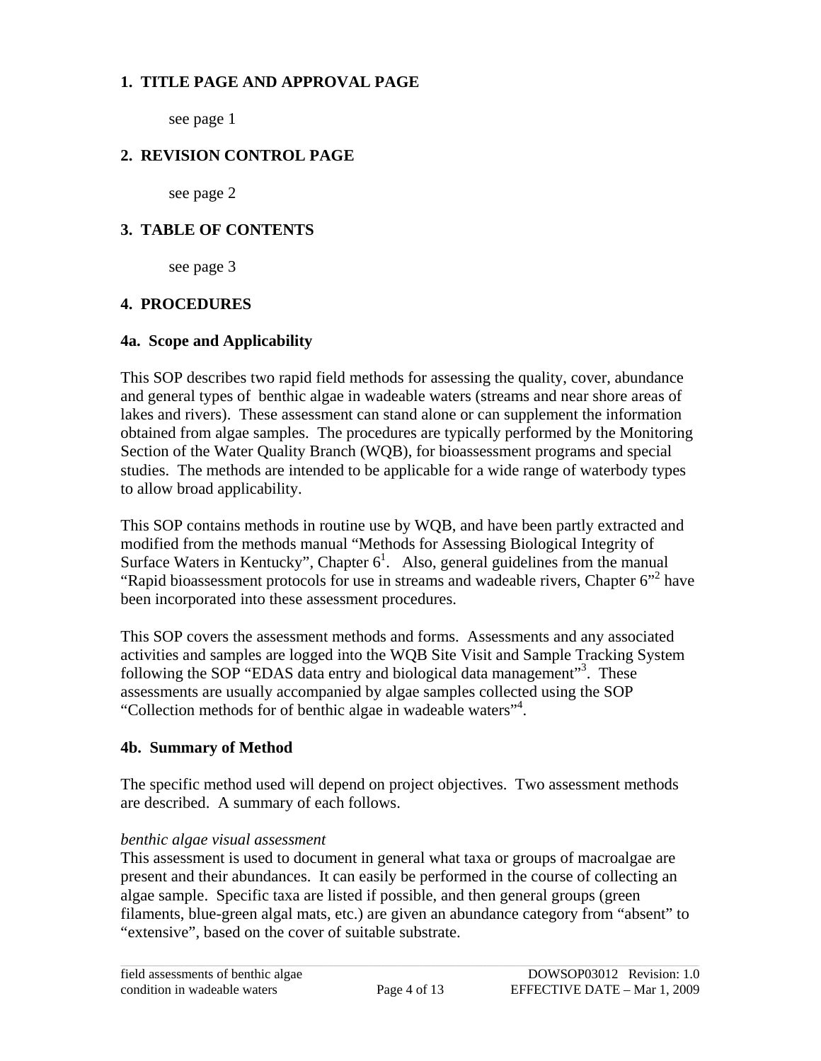## 1. TITLE PAGE AND APPROVAL PAGE

see page 1

## 2. REVISION CONTROL PAGE

see page 2

## 3. TABLE OF CONTENTS

see page 3

## 4. PROCEDURES

### 4a. Scope and Applicability

This SOP describes two rapid field methods for assessing the quality, cover, abundance and general types of  benthic algae in wadeable waters (streams and near shore areas of lakes and rivers).  These assessment can stand alone or can supplement the information obtained from algae samples.  The procedures are typically performed by the Monitoring Section of the Water Quality Branch (WQB), for bioassessment programs and special studies.  The methods are intended to be applicable for a wide range of waterbody types to allow broad applicability.

This SOP contains methods in routine use by WQB, and have been partly extracted and modified from the methods manual "Methods for Assessing Biological Integrity of Surface Waters in Kentucky", Chapter 6[1].   Also, general guidelines from the manual "Rapid bioassessment protocols for use in streams and wadeable rivers, Chapter 6"[2] have been incorporated into these assessment procedures.

This SOP covers the assessment methods and forms.  Assessments and any associated activities and samples are logged into the WQB Site Visit and Sample Tracking System following the SOP "EDAS data entry and biological data management"[3].  These assessments are usually accompanied by algae samples collected using the SOP "Collection methods for of benthic algae in wadeable waters"[4].

### 4b. Summary of Method

The specific method used will depend on project objectives.  Two assessment methods are described.  A summary of each follows.

*benthic algae visual assessment*

This assessment is used to document in general what taxa or groups of macroalgae are present and their abundances.  It can easily be performed in the course of collecting an algae sample.  Specific taxa are listed if possible, and then general groups (green filaments, blue-green algal mats, etc.) are given an abundance category from "absent" to "extensive", based on the cover of suitable substrate.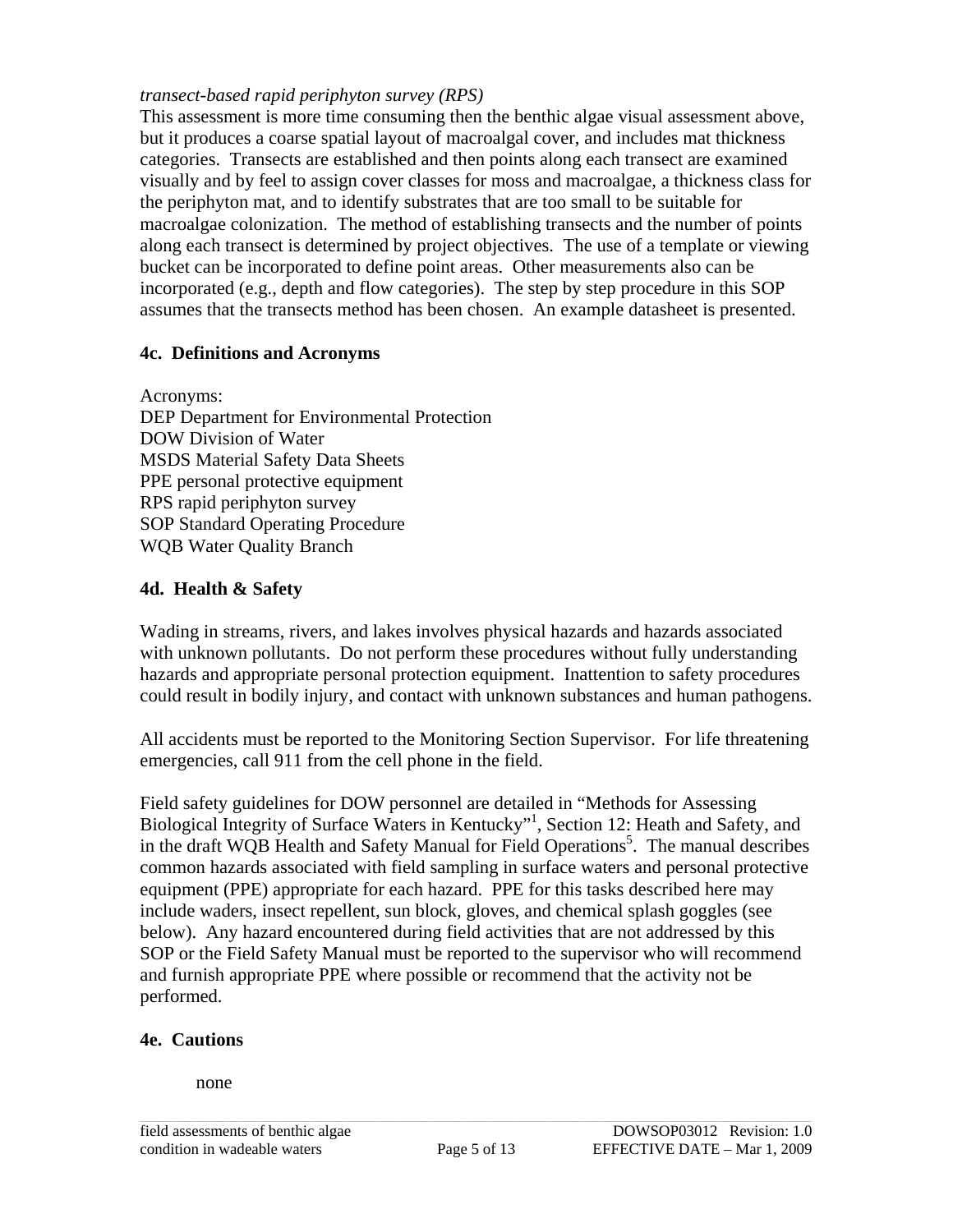*transect-based rapid periphyton survey (RPS)*

This assessment is more time consuming then the benthic algae visual assessment above, but it produces a coarse spatial layout of macroalgal cover, and includes mat thickness categories. Transects are established and then points along each transect are examined visually and by feel to assign cover classes for moss and macroalgae, a thickness class for the periphyton mat, and to identify substrates that are too small to be suitable for macroalgae colonization. The method of establishing transects and the number of points along each transect is determined by project objectives. The use of a template or viewing bucket can be incorporated to define point areas. Other measurements also can be incorporated (e.g., depth and flow categories). The step by step procedure in this SOP assumes that the transects method has been chosen. An example datasheet is presented.

### 4c. Definitions and Acronyms

Acronyms:
DEP Department for Environmental Protection
DOW Division of Water
MSDS Material Safety Data Sheets
PPE personal protective equipment
RPS rapid periphyton survey
SOP Standard Operating Procedure
WQB Water Quality Branch

### 4d. Health & Safety

Wading in streams, rivers, and lakes involves physical hazards and hazards associated with unknown pollutants. Do not perform these procedures without fully understanding hazards and appropriate personal protection equipment. Inattention to safety procedures could result in bodily injury, and contact with unknown substances and human pathogens.

All accidents must be reported to the Monitoring Section Supervisor. For life threatening emergencies, call 911 from the cell phone in the field.

Field safety guidelines for DOW personnel are detailed in "Methods for Assessing Biological Integrity of Surface Waters in Kentucky"[1], Section 12: Heath and Safety, and in the draft WQB Health and Safety Manual for Field Operations[5]. The manual describes common hazards associated with field sampling in surface waters and personal protective equipment (PPE) appropriate for each hazard. PPE for this tasks described here may include waders, insect repellent, sun block, gloves, and chemical splash goggles (see below). Any hazard encountered during field activities that are not addressed by this SOP or the Field Safety Manual must be reported to the supervisor who will recommend and furnish appropriate PPE where possible or recommend that the activity not be performed.

### 4e. Cautions

none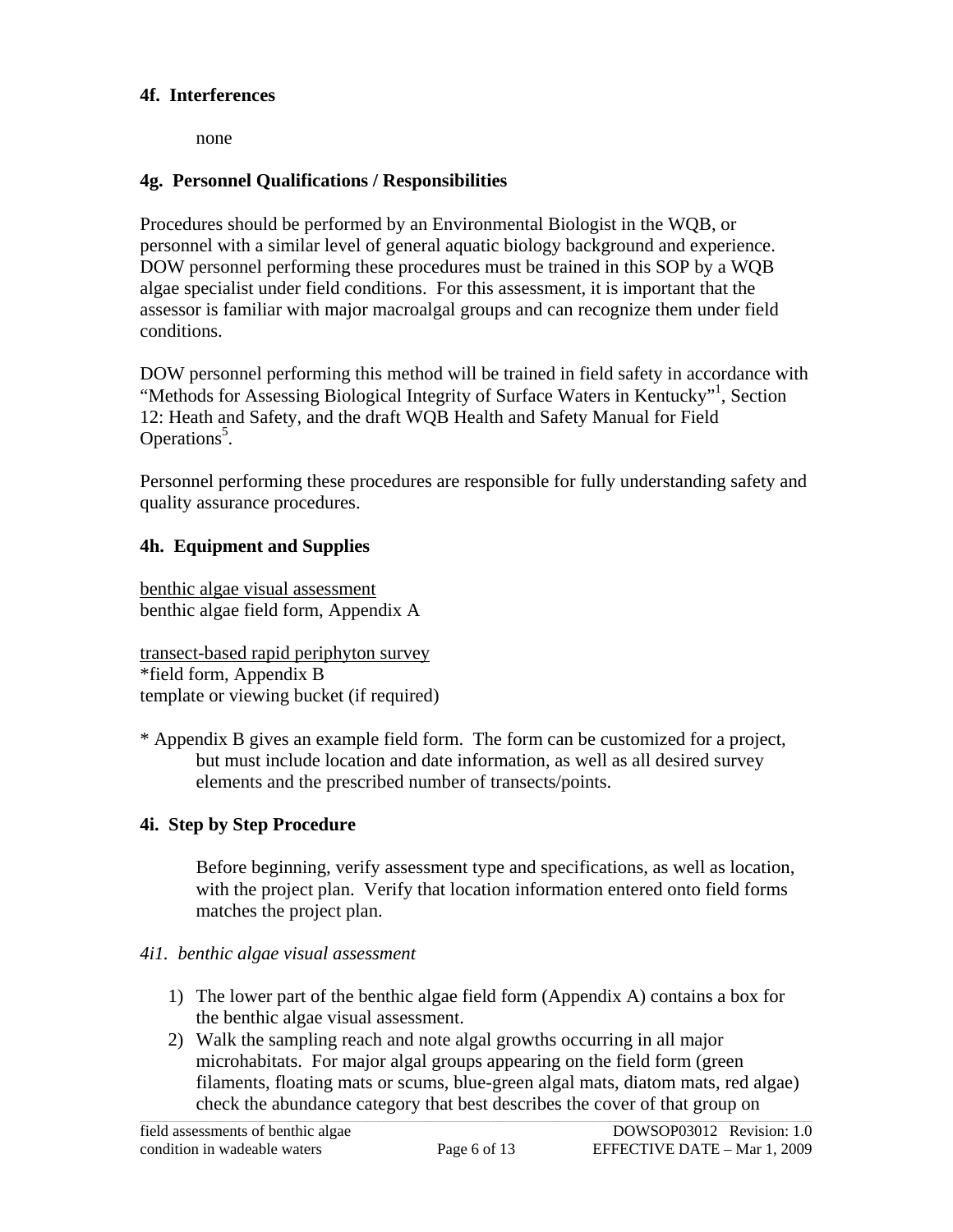### 4f. Interferences

none

### 4g. Personnel Qualifications / Responsibilities

Procedures should be performed by an Environmental Biologist in the WQB, or personnel with a similar level of general aquatic biology background and experience. DOW personnel performing these procedures must be trained in this SOP by a WQB algae specialist under field conditions. For this assessment, it is important that the assessor is familiar with major macroalgal groups and can recognize them under field conditions.

DOW personnel performing this method will be trained in field safety in accordance with "Methods for Assessing Biological Integrity of Surface Waters in Kentucky"[1], Section 12: Heath and Safety, and the draft WQB Health and Safety Manual for Field Operations[5].

Personnel performing these procedures are responsible for fully understanding safety and quality assurance procedures.

### 4h. Equipment and Supplies

<u>benthic algae visual assessment</u>
benthic algae field form, Appendix A

<u>transect-based rapid periphyton survey</u>
*field form, Appendix B
template or viewing bucket (if required)

\* Appendix B gives an example field form. The form can be customized for a project, but must include location and date information, as well as all desired survey elements and the prescribed number of transects/points.

### 4i. Step by Step Procedure

Before beginning, verify assessment type and specifications, as well as location, with the project plan. Verify that location information entered onto field forms matches the project plan.

*4i1. benthic algae visual assessment*

1) The lower part of the benthic algae field form (Appendix A) contains a box for the benthic algae visual assessment.
2) Walk the sampling reach and note algal growths occurring in all major microhabitats. For major algal groups appearing on the field form (green filaments, floating mats or scums, blue-green algal mats, diatom mats, red algae) check the abundance category that best describes the cover of that group on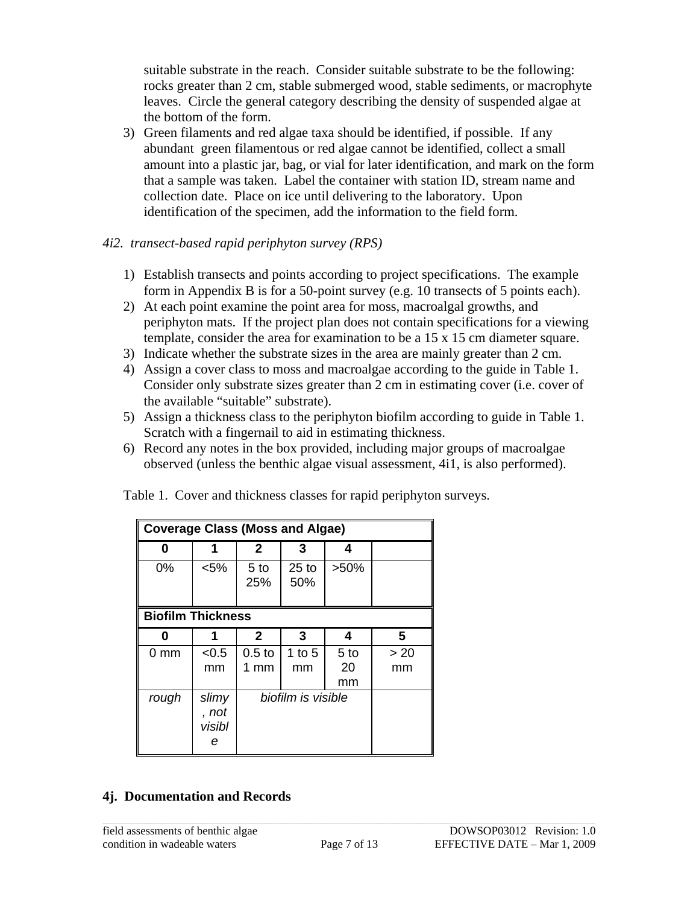suitable substrate in the reach. Consider suitable substrate to be the following: rocks greater than 2 cm, stable submerged wood, stable sediments, or macrophyte leaves. Circle the general category describing the density of suspended algae at the bottom of the form.

3) Green filaments and red algae taxa should be identified, if possible. If any abundant green filamentous or red algae cannot be identified, collect a small amount into a plastic jar, bag, or vial for later identification, and mark on the form that a sample was taken. Label the container with station ID, stream name and collection date. Place on ice until delivering to the laboratory. Upon identification of the specimen, add the information to the field form.

*4i2. transect-based rapid periphyton survey (RPS)*

1) Establish transects and points according to project specifications. The example form in Appendix B is for a 50-point survey (e.g. 10 transects of 5 points each).
2) At each point examine the point area for moss, macroalgal growths, and periphyton mats. If the project plan does not contain specifications for a viewing template, consider the area for examination to be a 15 x 15 cm diameter square.
3) Indicate whether the substrate sizes in the area are mainly greater than 2 cm.
4) Assign a cover class to moss and macroalgae according to the guide in Table 1. Consider only substrate sizes greater than 2 cm in estimating cover (i.e. cover of the available "suitable" substrate).
5) Assign a thickness class to the periphyton biofilm according to guide in Table 1. Scratch with a fingernail to aid in estimating thickness.
6) Record any notes in the box provided, including major groups of macroalgae observed (unless the benthic algae visual assessment, 4i1, is also performed).

Table 1. Cover and thickness classes for rapid periphyton surveys.

| **Coverage Class (Moss and Algae)** | | | | | |
|---|---|---|---|---|---|
| **0** | **1** | **2** | **3** | **4** | |
| 0% | <5% | 5 to 25% | 25 to 50% | >50% | |
| **Biofilm Thickness** | | | | | |
| **0** | **1** | **2** | **3** | **4** | **5** |
| 0 mm | <0.5 mm | 0.5 to 1 mm | 1 to 5 mm | 5 to 20 mm | > 20 mm |
| *rough* | *slimy, not visible* | *biofilm is visible* | | | |

## 4j. Documentation and Records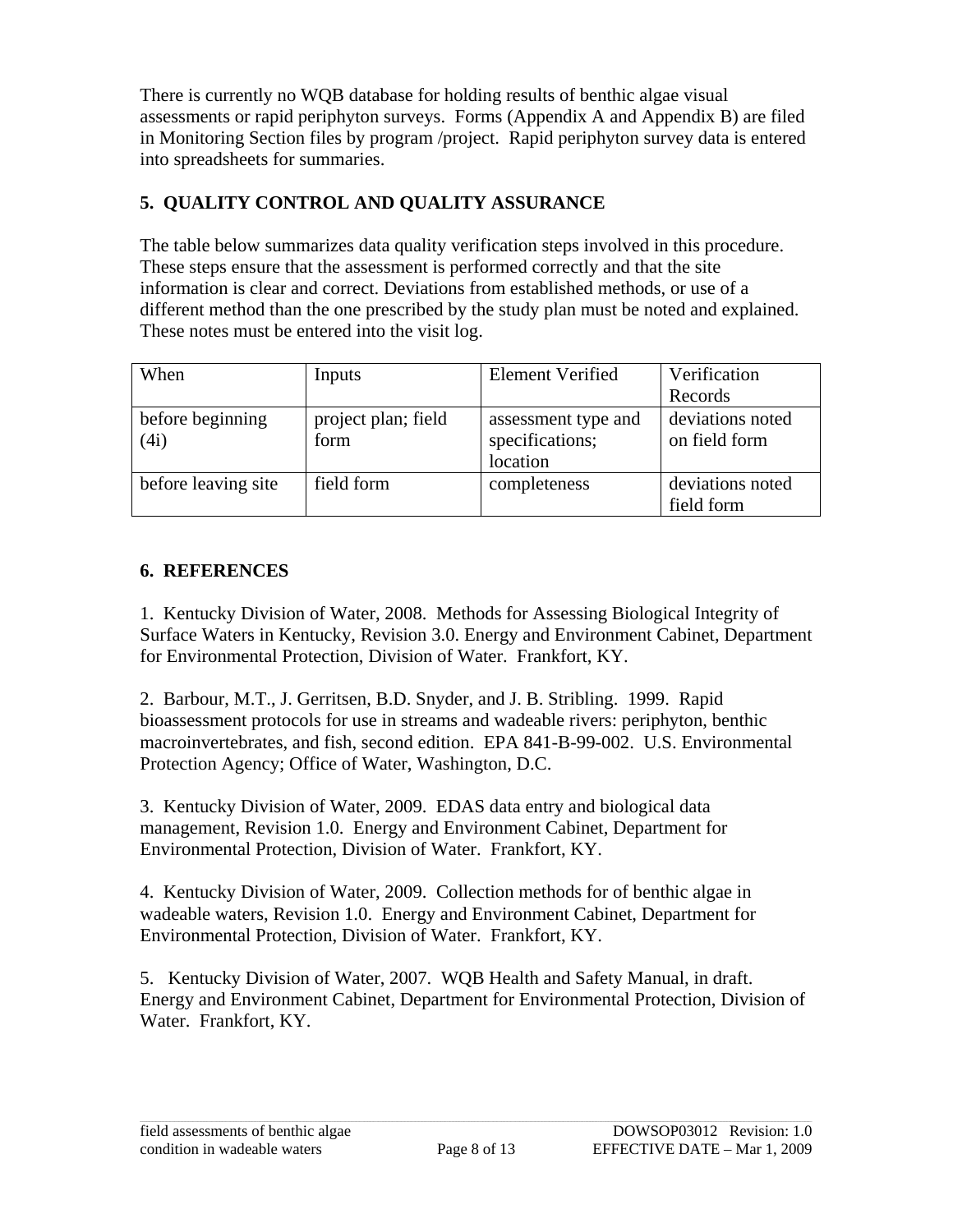There is currently no WQB database for holding results of benthic algae visual assessments or rapid periphyton surveys. Forms (Appendix A and Appendix B) are filed in Monitoring Section files by program /project. Rapid periphyton survey data is entered into spreadsheets for summaries.

## 5. QUALITY CONTROL AND QUALITY ASSURANCE

The table below summarizes data quality verification steps involved in this procedure. These steps ensure that the assessment is performed correctly and that the site information is clear and correct. Deviations from established methods, or use of a different method than the one prescribed by the study plan must be noted and explained. These notes must be entered into the visit log.

| When | Inputs | Element Verified | Verification Records |
|---|---|---|---|
| before beginning (4i) | project plan; field form | assessment type and specifications; location | deviations noted on field form |
| before leaving site | field form | completeness | deviations noted field form |

## 6. REFERENCES

1. Kentucky Division of Water, 2008. Methods for Assessing Biological Integrity of Surface Waters in Kentucky, Revision 3.0. Energy and Environment Cabinet, Department for Environmental Protection, Division of Water. Frankfort, KY.

2. Barbour, M.T., J. Gerritsen, B.D. Snyder, and J. B. Stribling. 1999. Rapid bioassessment protocols for use in streams and wadeable rivers: periphyton, benthic macroinvertebrates, and fish, second edition. EPA 841-B-99-002. U.S. Environmental Protection Agency; Office of Water, Washington, D.C.

3. Kentucky Division of Water, 2009. EDAS data entry and biological data management, Revision 1.0. Energy and Environment Cabinet, Department for Environmental Protection, Division of Water. Frankfort, KY.

4. Kentucky Division of Water, 2009. Collection methods for of benthic algae in wadeable waters, Revision 1.0. Energy and Environment Cabinet, Department for Environmental Protection, Division of Water. Frankfort, KY.

5. Kentucky Division of Water, 2007. WQB Health and Safety Manual, in draft. Energy and Environment Cabinet, Department for Environmental Protection, Division of Water. Frankfort, KY.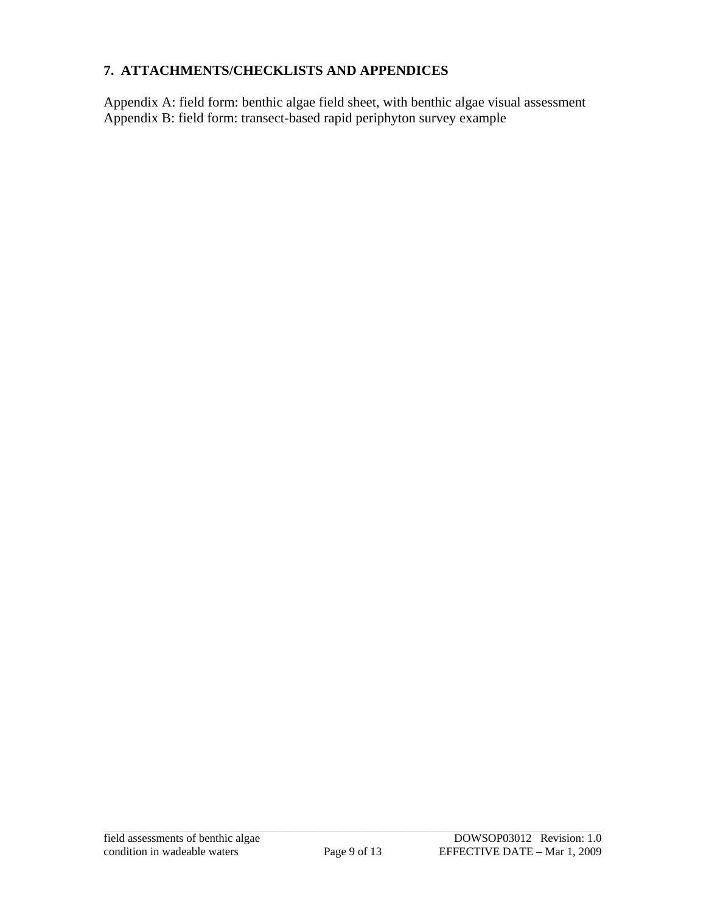## 7. ATTACHMENTS/CHECKLISTS AND APPENDICES

Appendix A: field form: benthic algae field sheet, with benthic algae visual assessment
Appendix B: field form: transect-based rapid periphyton survey example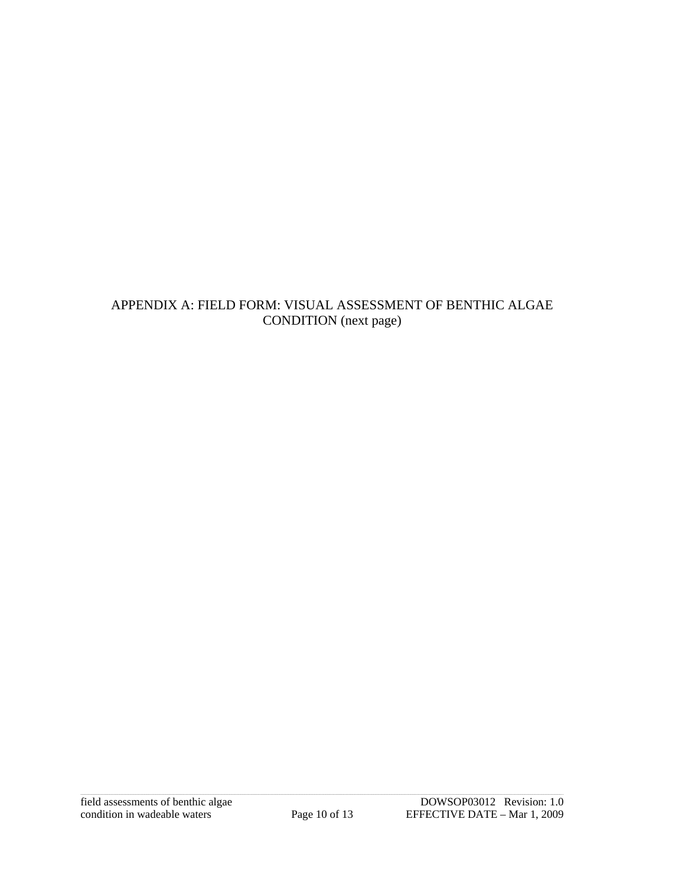APPENDIX A: FIELD FORM: VISUAL ASSESSMENT OF BENTHIC ALGAE CONDITION (next page)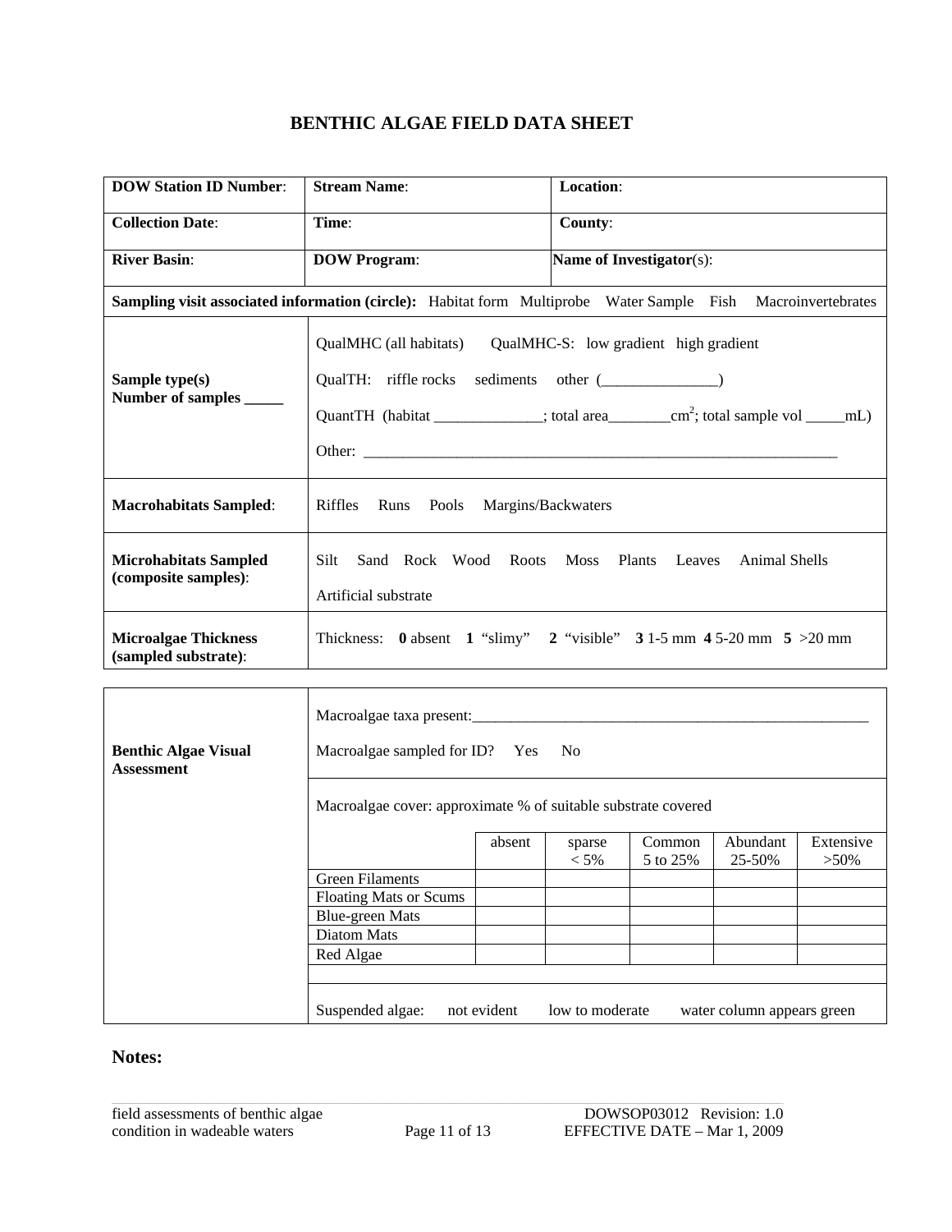# BENTHIC ALGAE FIELD DATA SHEET

| **DOW Station ID Number**: | **Stream Name**: | **Location**: |
|---|---|---|
| **Collection Date**: | **Time**: | **County**: |
| **River Basin**: | **DOW Program**: | **Name of Investigator**(s): |

**Sampling visit associated information (circle):** Habitat form Multiprobe Water Sample Fish Macroinvertebrates

| | |
|---|---|
| **Sample type(s)**<br>**Number of samples _____** | QualMHC (all habitats) QualMHC-S: low gradient high gradient<br>QualTH: riffle rocks sediments other (_______________)<br>QuantTH (habitat ______________; total area________$cm^2$; total sample vol _____mL)<br>Other: _______________________________________________________________ |
| **Macrohabitats Sampled**: | Riffles Runs Pools Margins/Backwaters |
| **Microhabitats Sampled (composite samples)**: | Silt Sand Rock Wood Roots Moss Plants Leaves Animal Shells<br>Artificial substrate |
| **Microalgae Thickness (sampled substrate)**: | Thickness: **0** absent **1** "slimy" **2** "visible" **3** 1-5 mm **4** 5-20 mm **5** >20 mm |

**Benthic Algae Visual Assessment**

Macroalgae taxa present:_____________________________________________________

Macroalgae sampled for ID? Yes No

Macroalgae cover: approximate % of suitable substrate covered

| | absent | sparse < 5% | Common 5 to 25% | Abundant 25-50% | Extensive >50% |
|---|---|---|---|---|---|
| Green Filaments | | | | | |
| Floating Mats or Scums | | | | | |
| Blue-green Mats | | | | | |
| Diatom Mats | | | | | |
| Red Algae | | | | | |

Suspended algae: not evident low to moderate water column appears green

## Notes: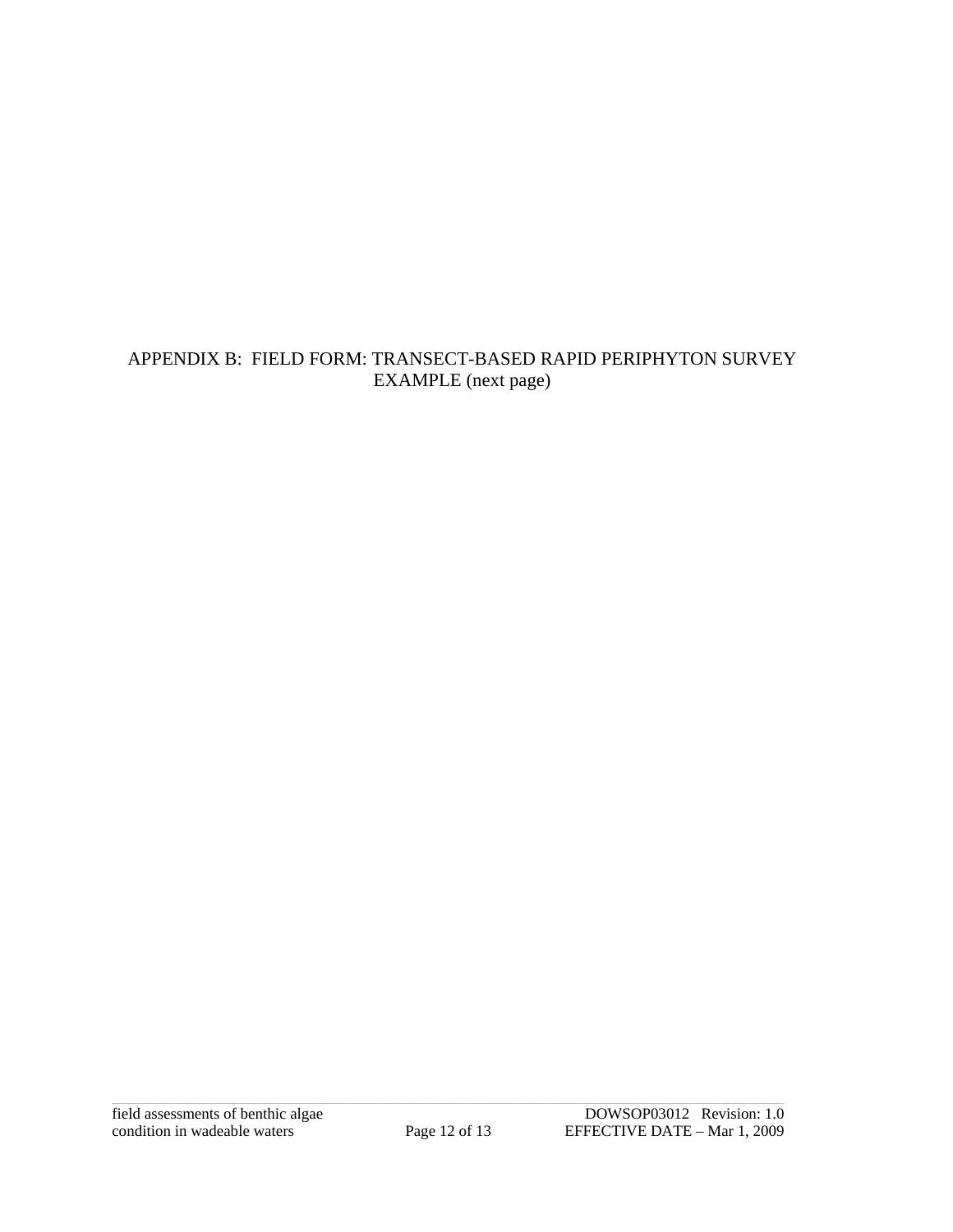APPENDIX B: FIELD FORM: TRANSECT-BASED RAPID PERIPHYTON SURVEY EXAMPLE (next page)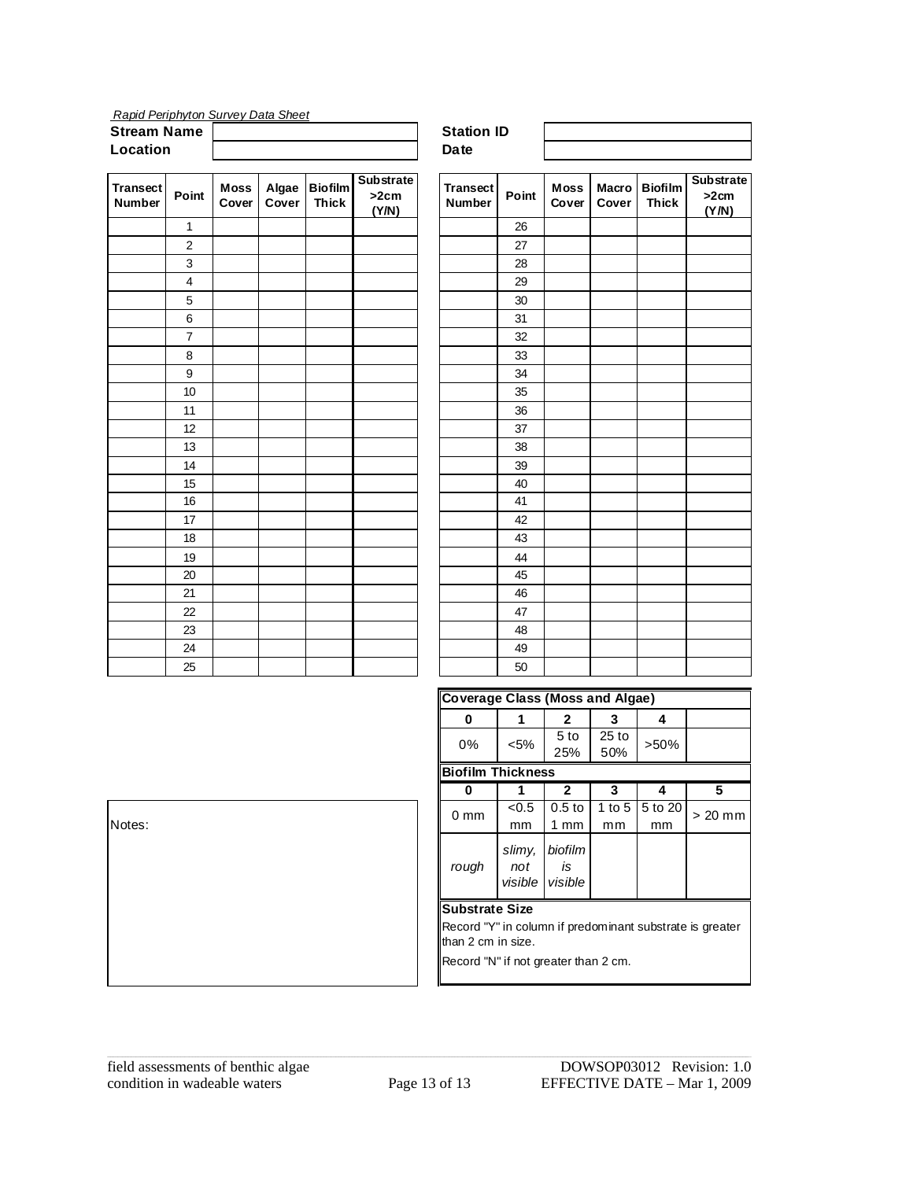*Rapid Periphyton Survey Data Sheet*

| | | | |
|---|---|---|---|
| **Stream Name** | | **Station ID** | |
| **Location** | | **Date** | |

| Transect Number | Point | Moss Cover | Algae Cover | Biofilm Thick | Substrate >2cm (Y/N) |
|---|---|---|---|---|---|
| | 1 | | | | |
| | 2 | | | | |
| | 3 | | | | |
| | 4 | | | | |
| | 5 | | | | |
| | 6 | | | | |
| | 7 | | | | |
| | 8 | | | | |
| | 9 | | | | |
| | 10 | | | | |
| | 11 | | | | |
| | 12 | | | | |
| | 13 | | | | |
| | 14 | | | | |
| | 15 | | | | |
| | 16 | | | | |
| | 17 | | | | |
| | 18 | | | | |
| | 19 | | | | |
| | 20 | | | | |
| | 21 | | | | |
| | 22 | | | | |
| | 23 | | | | |
| | 24 | | | | |
| | 25 | | | | |

| Transect Number | Point | Moss Cover | Macro Cover | Biofilm Thick | Substrate >2cm (Y/N) |
|---|---|---|---|---|---|
| | 26 | | | | |
| | 27 | | | | |
| | 28 | | | | |
| | 29 | | | | |
| | 30 | | | | |
| | 31 | | | | |
| | 32 | | | | |
| | 33 | | | | |
| | 34 | | | | |
| | 35 | | | | |
| | 36 | | | | |
| | 37 | | | | |
| | 38 | | | | |
| | 39 | | | | |
| | 40 | | | | |
| | 41 | | | | |
| | 42 | | | | |
| | 43 | | | | |
| | 44 | | | | |
| | 45 | | | | |
| | 46 | | | | |
| | 47 | | | | |
| | 48 | | | | |
| | 49 | | | | |
| | 50 | | | | |

Notes:

**Coverage Class (Moss and Algae)**

| 0 | 1 | 2 | 3 | 4 |
|---|---|---|---|---|
| 0% | <5% | 5 to 25% | 25 to 50% | >50% |

**Biofilm Thickness**

| 0 | 1 | 2 | 3 | 4 | 5 |
|---|---|---|---|---|---|
| 0 mm | <0.5 mm | 0.5 to 1 mm | 1 to 5 mm | 5 to 20 mm | > 20 mm |
| *rough* | *slimy, not visible* | *biofilm is visible* | | | |

**Substrate Size**

Record "Y" in column if predominant substrate is greater than 2 cm in size.

Record "N" if not greater than 2 cm.